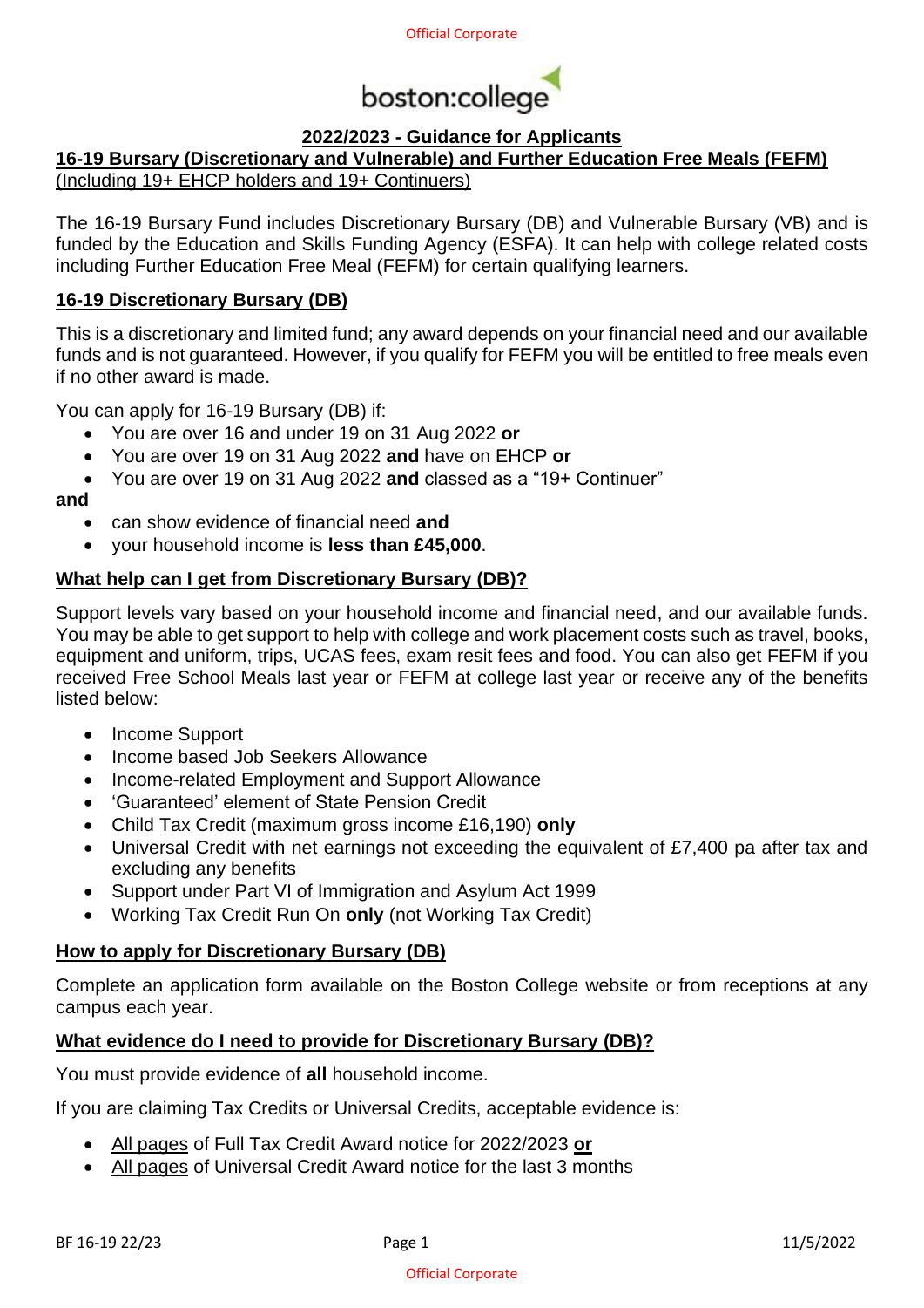# 2022/2023 - Guidance for Applicants

## 16-19 Bursary (Discretionary and Vulnerable) and Further Education Free Meals (FEFM)

(Including 19+ EHCP holders and 19+ Continuers)

The 16-19 Bursary Fund includes Discretionary Bursary (DB) and Vulnerable Bursary (VB) and is funded by the Education and Skills Funding Agency (ESFA). It can help with college related costs including Further Education Free Meal (FEFM) for certain qualifying learners.

### 16-19 Discretionary Bursary (DB)

This is a discretionary and limited fund; any award depends on your financial need and our available funds and is not guaranteed. However, if you qualify for FEFM you will be entitled to free meals even if no other award is made.

You can apply for 16-19 Bursary (DB) if:

- You are over 16 and under 19 on 31 Aug 2022 **or**
- You are over 19 on 31 Aug 2022 **and** have on EHCP **or**
- You are over 19 on 31 Aug 2022 **and** classed as a "19+ Continuer"

**and**

- can show evidence of financial need **and**
- your household income is **less than £45,000**.

### What help can I get from Discretionary Bursary (DB)?

Support levels vary based on your household income and financial need, and our available funds. You may be able to get support to help with college and work placement costs such as travel, books, equipment and uniform, trips, UCAS fees, exam resit fees and food. You can also get FEFM if you received Free School Meals last year or FEFM at college last year or receive any of the benefits listed below:

- Income Support
- Income based Job Seekers Allowance
- Income-related Employment and Support Allowance
- 'Guaranteed' element of State Pension Credit
- Child Tax Credit (maximum gross income £16,190) **only**
- Universal Credit with net earnings not exceeding the equivalent of £7,400 pa after tax and excluding any benefits
- Support under Part VI of Immigration and Asylum Act 1999
- Working Tax Credit Run On **only** (not Working Tax Credit)

### How to apply for Discretionary Bursary (DB)

Complete an application form available on the Boston College website or from receptions at any campus each year.

### What evidence do I need to provide for Discretionary Bursary (DB)?

You must provide evidence of **all** household income.

If you are claiming Tax Credits or Universal Credits, acceptable evidence is:

- All pages of Full Tax Credit Award notice for 2022/2023 **or**
- All pages of Universal Credit Award notice for the last 3 months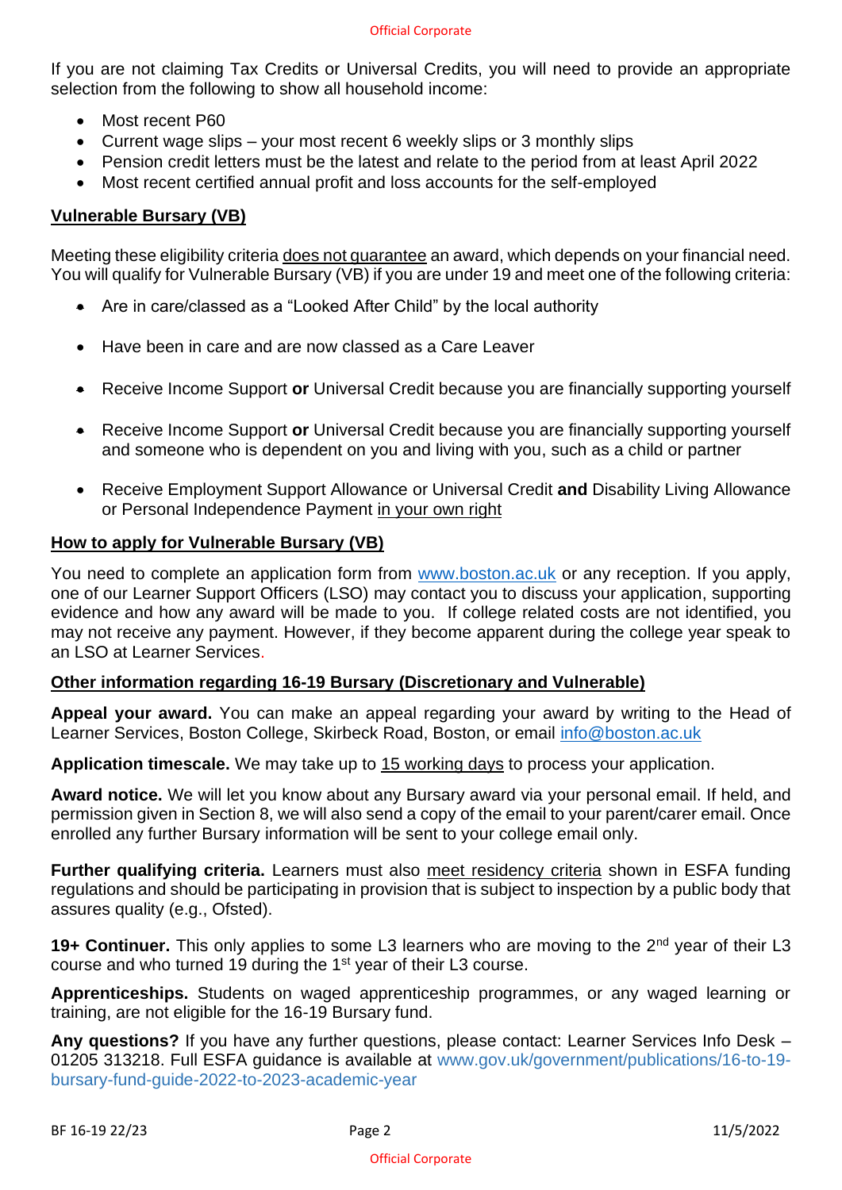If you are not claiming Tax Credits or Universal Credits, you will need to provide an appropriate selection from the following to show all household income:

- Most recent P60
- Current wage slips – your most recent 6 weekly slips or 3 monthly slips
- Pension credit letters must be the latest and relate to the period from at least April 2022
- Most recent certified annual profit and loss accounts for the self-employed

## Vulnerable Bursary (VB)

Meeting these eligibility criteria does not guarantee an award, which depends on your financial need. You will qualify for Vulnerable Bursary (VB) if you are under 19 and meet one of the following criteria:

- Are in care/classed as a "Looked After Child" by the local authority
- Have been in care and are now classed as a Care Leaver
- Receive Income Support **or** Universal Credit because you are financially supporting yourself
- Receive Income Support **or** Universal Credit because you are financially supporting yourself and someone who is dependent on you and living with you, such as a child or partner
- Receive Employment Support Allowance or Universal Credit **and** Disability Living Allowance or Personal Independence Payment in your own right

## How to apply for Vulnerable Bursary (VB)

You need to complete an application form from www.boston.ac.uk or any reception. If you apply, one of our Learner Support Officers (LSO) may contact you to discuss your application, supporting evidence and how any award will be made to you. If college related costs are not identified, you may not receive any payment. However, if they become apparent during the college year speak to an LSO at Learner Services.

## Other information regarding 16-19 Bursary (Discretionary and Vulnerable)

**Appeal your award.** You can make an appeal regarding your award by writing to the Head of Learner Services, Boston College, Skirbeck Road, Boston, or email info@boston.ac.uk

**Application timescale.** We may take up to 15 working days to process your application.

**Award notice.** We will let you know about any Bursary award via your personal email. If held, and permission given in Section 8, we will also send a copy of the email to your parent/carer email. Once enrolled any further Bursary information will be sent to your college email only.

**Further qualifying criteria.** Learners must also meet residency criteria shown in ESFA funding regulations and should be participating in provision that is subject to inspection by a public body that assures quality (e.g., Ofsted).

**19+ Continuer.** This only applies to some L3 learners who are moving to the 2nd year of their L3 course and who turned 19 during the 1st year of their L3 course.

**Apprenticeships.** Students on waged apprenticeship programmes, or any waged learning or training, are not eligible for the 16-19 Bursary fund.

**Any questions?** If you have any further questions, please contact: Learner Services Info Desk – 01205 313218. Full ESFA guidance is available at www.gov.uk/government/publications/16-to-19-bursary-fund-guide-2022-to-2023-academic-year

BF 16-19 22/23 | 11/5/2022